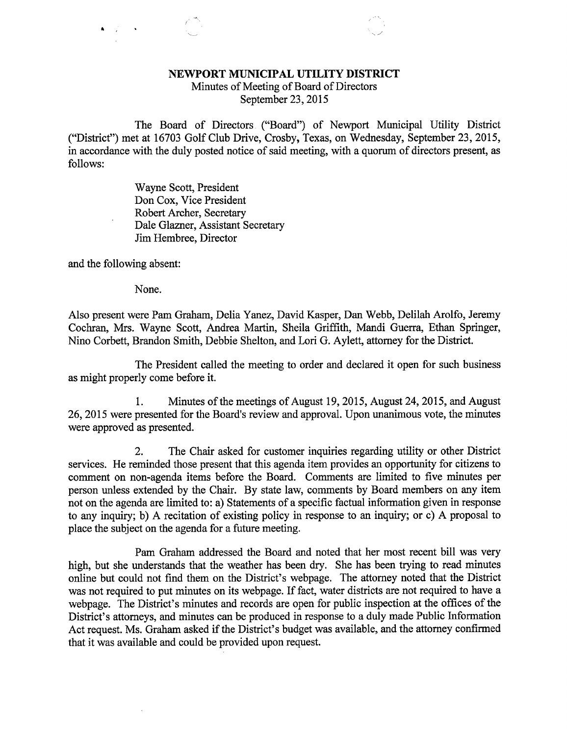# NEWPORT MUNICIPAL UTILITY DISTRICT

Minutes of Meeting of Board of Directors
September 23, 2015

The Board of Directors ("Board") of Newport Municipal Utility District ("District") met at 16703 Golf Club Drive, Crosby, Texas, on Wednesday, September 23, 2015, in accordance with the duly posted notice of said meeting, with a quorum of directors present, as follows:

Wayne Scott, President
Don Cox, Vice President
Robert Archer, Secretary
Dale Glazner, Assistant Secretary
Jim Hembree, Director

and the following absent:

None.

Also present were Pam Graham, Delia Yanez, David Kasper, Dan Webb, Delilah Arolfo, Jeremy Cochran, Mrs. Wayne Scott, Andrea Martin, Sheila Griffith, Mandi Guerra, Ethan Springer, Nino Corbett, Brandon Smith, Debbie Shelton, and Lori G. Aylett, attorney for the District.

The President called the meeting to order and declared it open for such business as might properly come before it.

1. Minutes of the meetings of August 19, 2015, August 24, 2015, and August 26, 2015 were presented for the Board's review and approval. Upon unanimous vote, the minutes were approved as presented.

2. The Chair asked for customer inquiries regarding utility or other District services. He reminded those present that this agenda item provides an opportunity for citizens to comment on non-agenda items before the Board. Comments are limited to five minutes per person unless extended by the Chair. By state law, comments by Board members on any item not on the agenda are limited to: a) Statements of a specific factual information given in response to any inquiry; b) A recitation of existing policy in response to an inquiry; or c) A proposal to place the subject on the agenda for a future meeting.

Pam Graham addressed the Board and noted that her most recent bill was very high, but she understands that the weather has been dry. She has been trying to read minutes online but could not find them on the District's webpage. The attorney noted that the District was not required to put minutes on its webpage. If fact, water districts are not required to have a webpage. The District's minutes and records are open for public inspection at the offices of the District's attorneys, and minutes can be produced in response to a duly made Public Information Act request. Ms. Graham asked if the District's budget was available, and the attorney confirmed that it was available and could be provided upon request.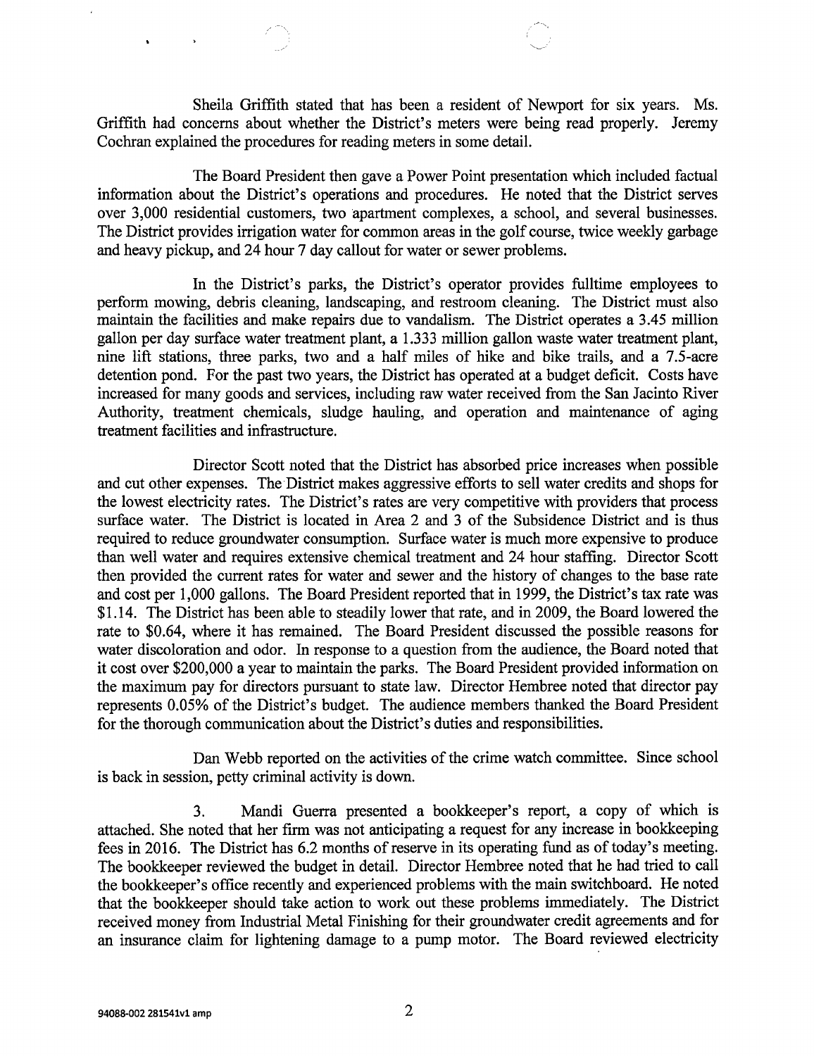Sheila Griffith stated that has been a resident of Newport for six years. Ms. Griffith had concerns about whether the District's meters were being read properly. Jeremy Cochran explained the procedures for reading meters in some detail.

The Board President then gave a Power Point presentation which included factual information about the District's operations and procedures. He noted that the District serves over 3,000 residential customers, two apartment complexes, a school, and several businesses. The District provides irrigation water for common areas in the golf course, twice weekly garbage and heavy pickup, and 24 hour 7 day callout for water or sewer problems.

In the District's parks, the District's operator provides fulltime employees to perform mowing, debris cleaning, landscaping, and restroom cleaning. The District must also maintain the facilities and make repairs due to vandalism. The District operates a 3.45 million gallon per day surface water treatment plant, a 1.333 million gallon waste water treatment plant, nine lift stations, three parks, two and a half miles of hike and bike trails, and a 7.5-acre detention pond. For the past two years, the District has operated at a budget deficit. Costs have increased for many goods and services, including raw water received from the San Jacinto River Authority, treatment chemicals, sludge hauling, and operation and maintenance of aging treatment facilities and infrastructure.

Director Scott noted that the District has absorbed price increases when possible and cut other expenses. The District makes aggressive efforts to sell water credits and shops for the lowest electricity rates. The District's rates are very competitive with providers that process surface water. The District is located in Area 2 and 3 of the Subsidence District and is thus required to reduce groundwater consumption. Surface water is much more expensive to produce than well water and requires extensive chemical treatment and 24 hour staffing. Director Scott then provided the current rates for water and sewer and the history of changes to the base rate and cost per 1,000 gallons. The Board President reported that in 1999, the District's tax rate was $1.14. The District has been able to steadily lower that rate, and in 2009, the Board lowered the rate to $0.64, where it has remained. The Board President discussed the possible reasons for water discoloration and odor. In response to a question from the audience, the Board noted that it cost over $200,000 a year to maintain the parks. The Board President provided information on the maximum pay for directors pursuant to state law. Director Hembree noted that director pay represents 0.05% of the District's budget. The audience members thanked the Board President for the thorough communication about the District's duties and responsibilities.

Dan Webb reported on the activities of the crime watch committee. Since school is back in session, petty criminal activity is down.

3. Mandi Guerra presented a bookkeeper's report, a copy of which is attached. She noted that her firm was not anticipating a request for any increase in bookkeeping fees in 2016. The District has 6.2 months of reserve in its operating fund as of today's meeting. The bookkeeper reviewed the budget in detail. Director Hembree noted that he had tried to call the bookkeeper's office recently and experienced problems with the main switchboard. He noted that the bookkeeper should take action to work out these problems immediately. The District received money from Industrial Metal Finishing for their groundwater credit agreements and for an insurance claim for lightening damage to a pump motor. The Board reviewed electricity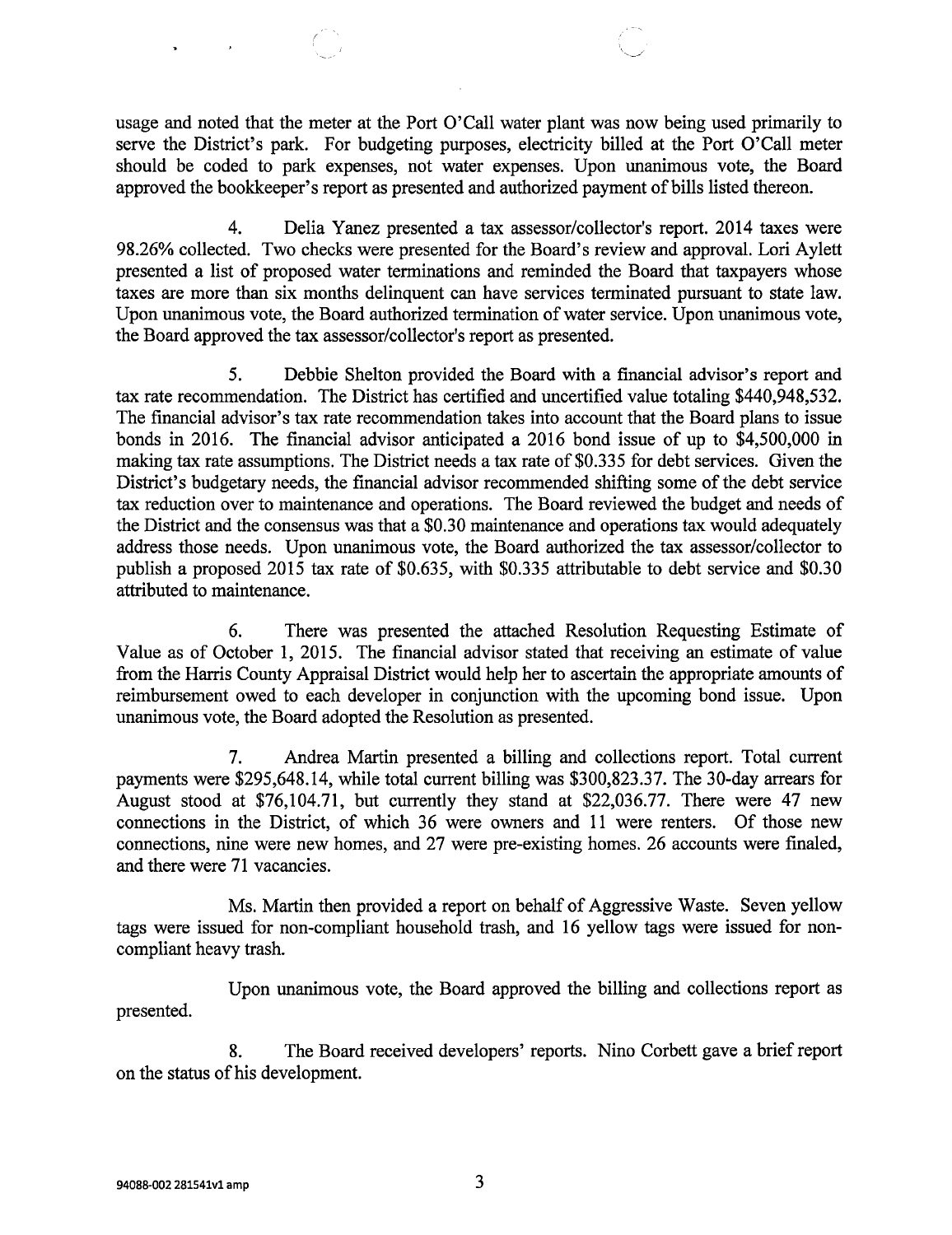usage and noted that the meter at the Port O'Call water plant was now being used primarily to serve the District's park. For budgeting purposes, electricity billed at the Port O'Call meter should be coded to park expenses, not water expenses. Upon unanimous vote, the Board approved the bookkeeper's report as presented and authorized payment of bills listed thereon.

4. Delia Yanez presented a tax assessor/collector's report. 2014 taxes were 98.26% collected. Two checks were presented for the Board's review and approval. Lori Aylett presented a list of proposed water terminations and reminded the Board that taxpayers whose taxes are more than six months delinquent can have services terminated pursuant to state law. Upon unanimous vote, the Board authorized termination of water service. Upon unanimous vote, the Board approved the tax assessor/collector's report as presented.

5. Debbie Shelton provided the Board with a financial advisor's report and tax rate recommendation. The District has certified and uncertified value totaling $440,948,532. The financial advisor's tax rate recommendation takes into account that the Board plans to issue bonds in 2016. The financial advisor anticipated a 2016 bond issue of up to $4,500,000 in making tax rate assumptions. The District needs a tax rate of $0.335 for debt services. Given the District's budgetary needs, the financial advisor recommended shifting some of the debt service tax reduction over to maintenance and operations. The Board reviewed the budget and needs of the District and the consensus was that a $0.30 maintenance and operations tax would adequately address those needs. Upon unanimous vote, the Board authorized the tax assessor/collector to publish a proposed 2015 tax rate of $0.635, with $0.335 attributable to debt service and $0.30 attributed to maintenance.

6. There was presented the attached Resolution Requesting Estimate of Value as of October 1, 2015. The financial advisor stated that receiving an estimate of value from the Harris County Appraisal District would help her to ascertain the appropriate amounts of reimbursement owed to each developer in conjunction with the upcoming bond issue. Upon unanimous vote, the Board adopted the Resolution as presented.

7. Andrea Martin presented a billing and collections report. Total current payments were $295,648.14, while total current billing was $300,823.37. The 30-day arrears for August stood at $76,104.71, but currently they stand at $22,036.77. There were 47 new connections in the District, of which 36 were owners and 11 were renters. Of those new connections, nine were new homes, and 27 were pre-existing homes. 26 accounts were finaled, and there were 71 vacancies.

Ms. Martin then provided a report on behalf of Aggressive Waste. Seven yellow tags were issued for non-compliant household trash, and 16 yellow tags were issued for non-compliant heavy trash.

Upon unanimous vote, the Board approved the billing and collections report as presented.

8. The Board received developers' reports. Nino Corbett gave a brief report on the status of his development.

94088-002 281541v1 amp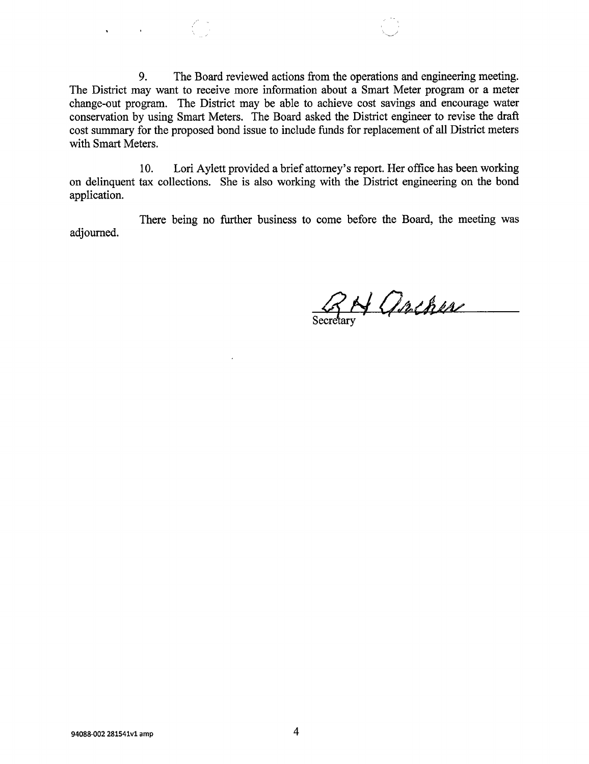9. The Board reviewed actions from the operations and engineering meeting. The District may want to receive more information about a Smart Meter program or a meter change-out program. The District may be able to achieve cost savings and encourage water conservation by using Smart Meters. The Board asked the District engineer to revise the draft cost summary for the proposed bond issue to include funds for replacement of all District meters with Smart Meters.

10. Lori Aylett provided a brief attorney's report. Her office has been working on delinquent tax collections. She is also working with the District engineering on the bond application.

There being no further business to come before the Board, the meeting was adjourned.

R H Archer

Secretary

94088-002 281541v1 amp